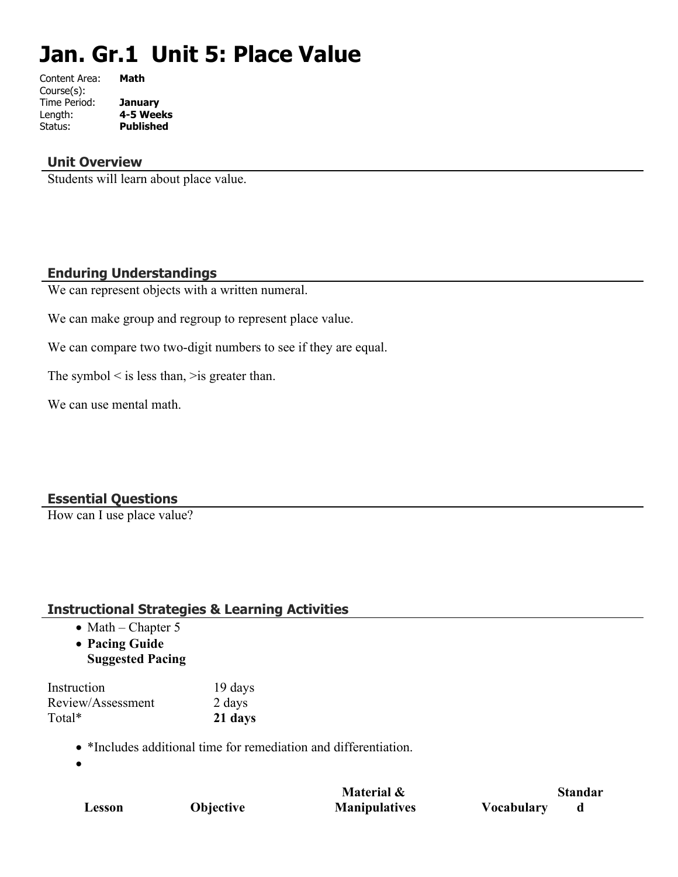# Jan. Gr.1 Unit 5: Place Value

Content Area: **Math**
Course(s):
Time Period: **January**
Length: **4-5 Weeks**
Status: **Published**

## Unit Overview

Students will learn about place value.

## Enduring Understandings

We can represent objects with a written numeral.

We can make group and regroup to represent place value.

We can compare two two-digit numbers to see if they are equal.

The symbol < is less than, >is greater than.

We can use mental math.

## Essential Questions

How can I use place value?

## Instructional Strategies & Learning Activities

- Math – Chapter 5
- **Pacing Guide**
  **Suggested Pacing**

| | |
|---|---|
| Instruction | 19 days |
| Review/Assessment | 2 days |
| Total* | **21 days** |

- *Includes additional time for remediation and differentiation.
-

| **Lesson** | **Objective** | **Material & Manipulatives** | **Vocabulary** | **Standard** |
|---|---|---|---|---|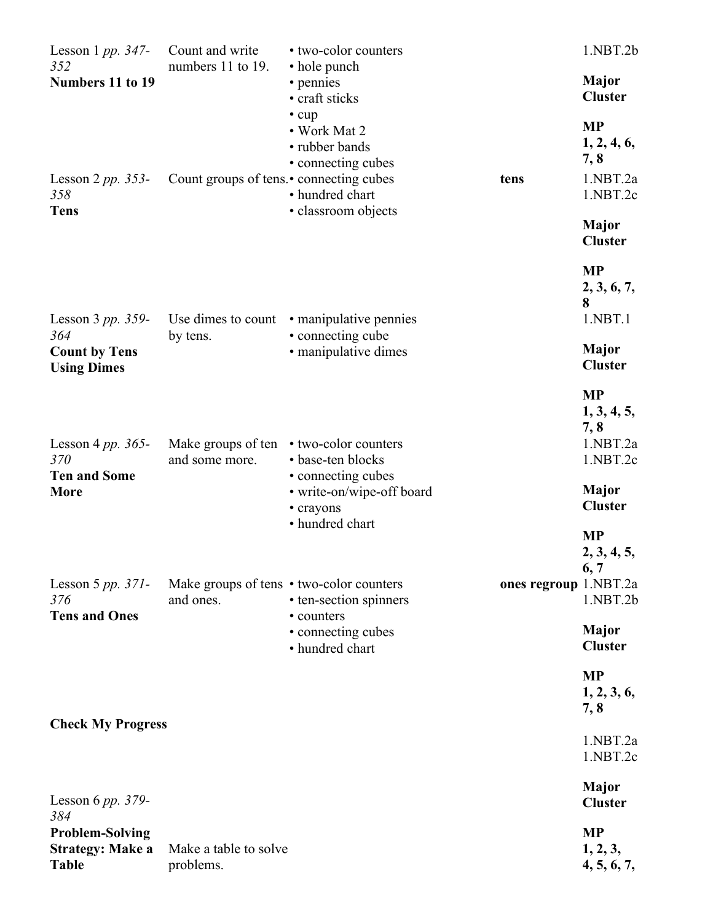| Lesson | Objective | Materials | Vocabulary | Standards |
|---|---|---|---|---|
| Lesson 1 *pp. 347-352* **Numbers 11 to 19** | Count and write numbers 11 to 19. | • two-color counters<br>• hole punch<br>• pennies<br>• craft sticks<br>• cup<br>• Work Mat 2<br>• rubber bands<br>• connecting cubes | | 1.NBT.2b<br>**Major Cluster**<br>**MP 1, 2, 4, 6, 7, 8** |
| Lesson 2 *pp. 353-358* **Tens** | Count groups of tens. | • connecting cubes<br>• hundred chart<br>• classroom objects | **tens** | 1.NBT.2a<br>1.NBT.2c<br>**Major Cluster**<br>**MP 2, 3, 6, 7, 8** |
| Lesson 3 *pp. 359-364* **Count by Tens Using Dimes** | Use dimes to count by tens. | • manipulative pennies<br>• connecting cube<br>• manipulative dimes | | 1.NBT.1<br>**Major Cluster**<br>**MP 1, 3, 4, 5, 7, 8** |
| Lesson 4 *pp. 365-370* **Ten and Some More** | Make groups of ten and some more. | • two-color counters<br>• base-ten blocks<br>• connecting cubes<br>• write-on/wipe-off board<br>• crayons<br>• hundred chart | | 1.NBT.2a<br>1.NBT.2c<br>**Major Cluster**<br>**MP 2, 3, 4, 5, 6, 7** |
| Lesson 5 *pp. 371-376* **Tens and Ones** | Make groups of tens and ones. | • two-color counters<br>• ten-section spinners<br>• counters<br>• connecting cubes<br>• hundred chart | **ones regroup** | 1.NBT.2a<br>1.NBT.2b<br>**Major Cluster**<br>**MP 1, 2, 3, 6, 7, 8** |
| **Check My Progress** | | | | |
| Lesson 6 *pp. 379-384* **Problem-Solving Strategy: Make a Table** | Make a table to solve problems. | | | 1.NBT.2a<br>1.NBT.2c<br>**Major Cluster**<br>**MP 1, 2, 3, 4, 5, 6, 7,** |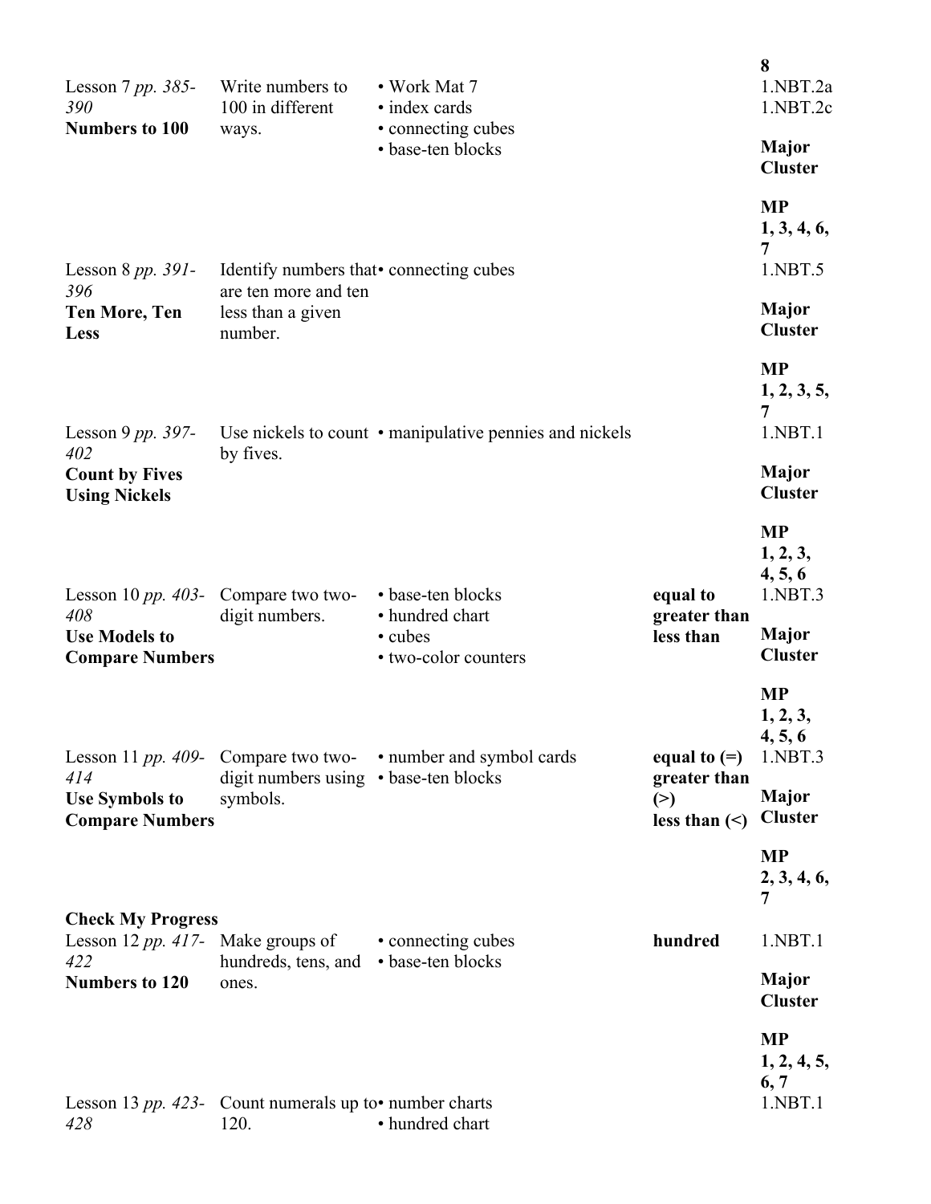| | | | | 8 |
|---|---|---|---|---|
| Lesson 7 *pp. 385-390* **Numbers to 100** | Write numbers to 100 in different ways. | • Work Mat 7<br>• index cards<br>• connecting cubes<br>• base-ten blocks | | 1.NBT.2a<br>1.NBT.2c<br><br>**Major Cluster**<br><br>**MP 1, 3, 4, 6, 7** |
| Lesson 8 *pp. 391-396* **Ten More, Ten Less** | Identify numbers that are ten more and ten less than a given number. | • connecting cubes | | 1.NBT.5<br><br>**Major Cluster**<br><br>**MP 1, 2, 3, 5, 7** |
| Lesson 9 *pp. 397-402* **Count by Fives Using Nickels** | Use nickels to count by fives. | • manipulative pennies and nickels | | 1.NBT.1<br><br>**Major Cluster**<br><br>**MP 1, 2, 3, 4, 5, 6** |
| Lesson 10 *pp. 403-408* **Use Models to Compare Numbers** | Compare two two-digit numbers. | • base-ten blocks<br>• hundred chart<br>• cubes<br>• two-color counters | **equal to**<br>**greater than**<br>**less than** | 1.NBT.3<br><br>**Major Cluster**<br><br>**MP 1, 2, 3, 4, 5, 6** |
| Lesson 11 *pp. 409-414* **Use Symbols to Compare Numbers** | Compare two two-digit numbers using symbols. | • number and symbol cards<br>• base-ten blocks | **equal to (=)**<br>**greater than (>)**<br>**less than (<)** | 1.NBT.3<br><br>**Major Cluster**<br><br>**MP 2, 3, 4, 6, 7** |
| **Check My Progress** | | | | |
| Lesson 12 *pp. 417-422* **Numbers to 120** | Make groups of hundreds, tens, and ones. | • connecting cubes<br>• base-ten blocks | **hundred** | 1.NBT.1<br><br>**Major Cluster**<br><br>**MP 1, 2, 4, 5, 6, 7** |
| Lesson 13 *pp. 423-428* | Count numerals up to 120. | • number charts<br>• hundred chart | | 1.NBT.1 |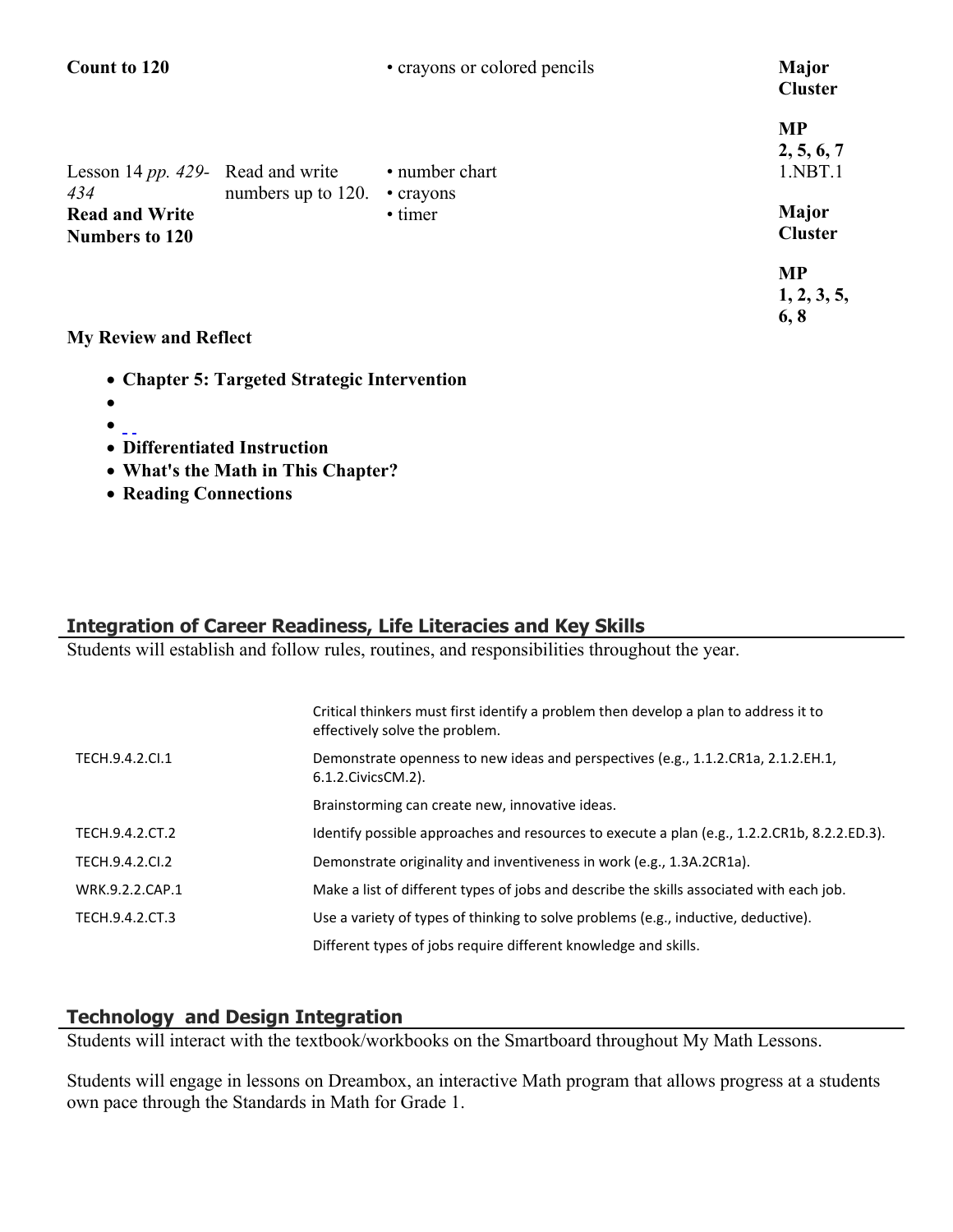| | | | |
|---|---|---|---|
| **Count to 120** | | • crayons or colored pencils | **Major Cluster**<br><br>**MP 2, 5, 6, 7** |
| Lesson 14 *pp. 429-434*<br>**Read and Write Numbers to 120** | Read and write numbers up to 120. | • number chart<br>• crayons<br>• timer | 1.NBT.1<br><br>**Major Cluster**<br><br>**MP 1, 2, 3, 5, 6, 8** |

**My Review and Reflect**

- **Chapter 5: Targeted Strategic Intervention**
- 
- 
- **Differentiated Instruction**
- **What's the Math in This Chapter?**
- **Reading Connections**

## Integration of Career Readiness, Life Literacies and Key Skills

Students will establish and follow rules, routines, and responsibilities throughout the year.

| | |
|---|---|
| | Critical thinkers must first identify a problem then develop a plan to address it to effectively solve the problem. |
| TECH.9.4.2.CI.1 | Demonstrate openness to new ideas and perspectives (e.g., 1.1.2.CR1a, 2.1.2.EH.1, 6.1.2.CivicsCM.2). |
| | Brainstorming can create new, innovative ideas. |
| TECH.9.4.2.CT.2 | Identify possible approaches and resources to execute a plan (e.g., 1.2.2.CR1b, 8.2.2.ED.3). |
| TECH.9.4.2.CI.2 | Demonstrate originality and inventiveness in work (e.g., 1.3A.2CR1a). |
| WRK.9.2.2.CAP.1 | Make a list of different types of jobs and describe the skills associated with each job. |
| TECH.9.4.2.CT.3 | Use a variety of types of thinking to solve problems (e.g., inductive, deductive). |
| | Different types of jobs require different knowledge and skills. |

## Technology and Design Integration

Students will interact with the textbook/workbooks on the Smartboard throughout My Math Lessons.

Students will engage in lessons on Dreambox, an interactive Math program that allows progress at a students own pace through the Standards in Math for Grade 1.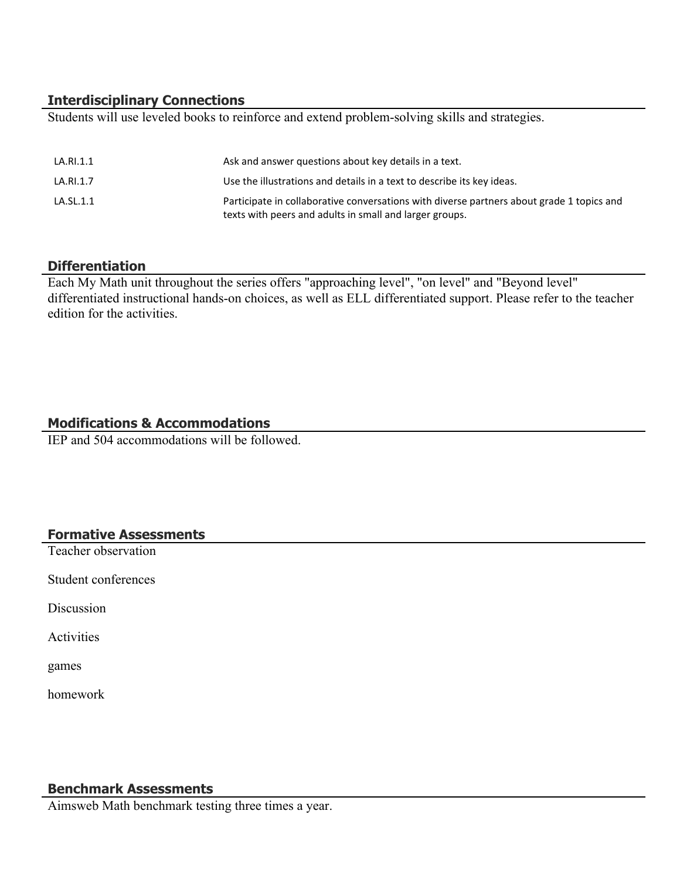## Interdisciplinary Connections

Students will use leveled books to reinforce and extend problem-solving skills and strategies.

| | |
|---|---|
| LA.RI.1.1 | Ask and answer questions about key details in a text. |
| LA.RI.1.7 | Use the illustrations and details in a text to describe its key ideas. |
| LA.SL.1.1 | Participate in collaborative conversations with diverse partners about grade 1 topics and texts with peers and adults in small and larger groups. |

## Differentiation

Each My Math unit throughout the series offers "approaching level", "on level" and "Beyond level" differentiated instructional hands-on choices, as well as ELL differentiated support. Please refer to the teacher edition for the activities.

## Modifications & Accommodations

IEP and 504 accommodations will be followed.

## Formative Assessments

Teacher observation

Student conferences

Discussion

Activities

games

homework

## Benchmark Assessments

Aimsweb Math benchmark testing three times a year.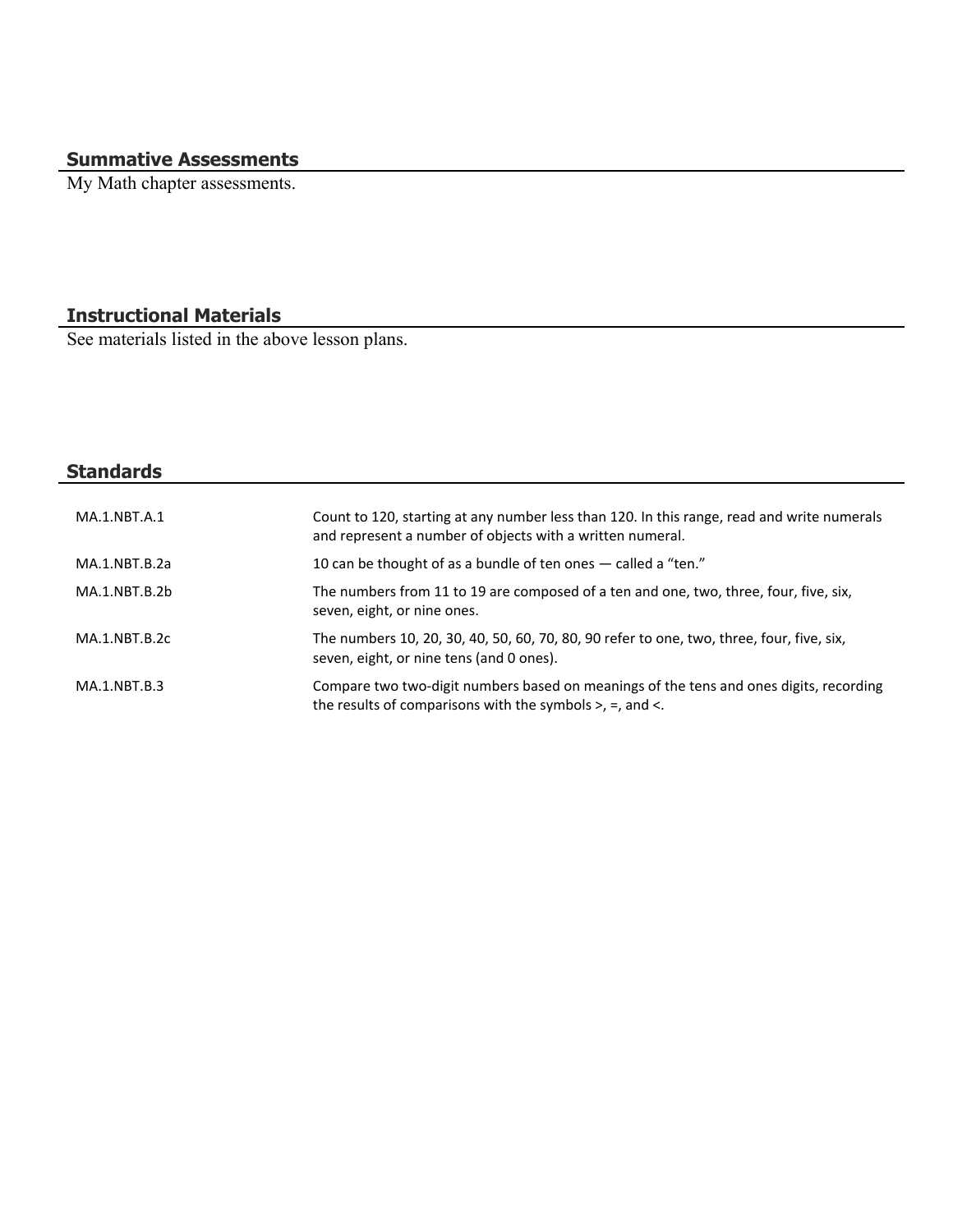## Summative Assessments

My Math chapter assessments.

## Instructional Materials

See materials listed in the above lesson plans.

## Standards

| | |
|---|---|
| MA.1.NBT.A.1 | Count to 120, starting at any number less than 120. In this range, read and write numerals and represent a number of objects with a written numeral. |
| MA.1.NBT.B.2a | 10 can be thought of as a bundle of ten ones — called a "ten." |
| MA.1.NBT.B.2b | The numbers from 11 to 19 are composed of a ten and one, two, three, four, five, six, seven, eight, or nine ones. |
| MA.1.NBT.B.2c | The numbers 10, 20, 30, 40, 50, 60, 70, 80, 90 refer to one, two, three, four, five, six, seven, eight, or nine tens (and 0 ones). |
| MA.1.NBT.B.3 | Compare two two-digit numbers based on meanings of the tens and ones digits, recording the results of comparisons with the symbols >, =, and <. |